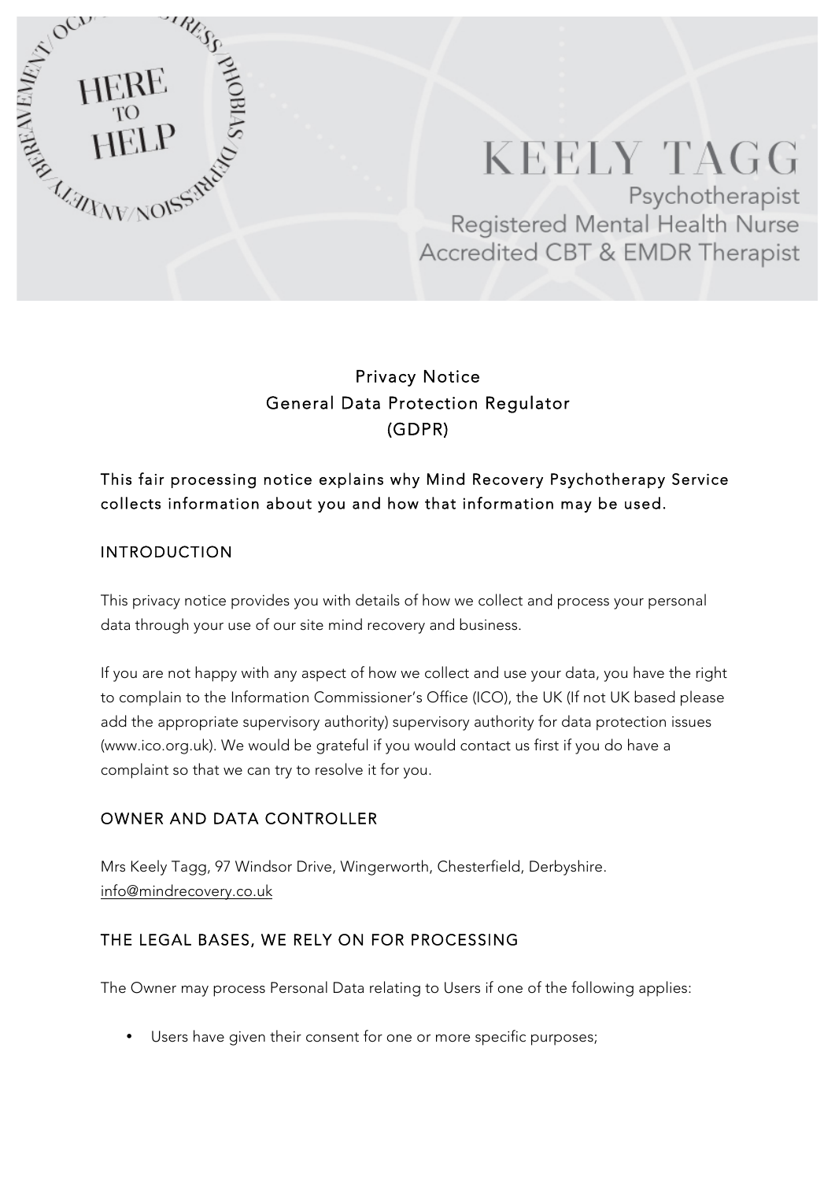KEELY TAGG

Psychotherapist
Registered Mental Health Nurse
Accredited CBT & EMDR Therapist

HERE TO HELP

BEREAVEMENT/OCD/STRESS/PHOBIAS/DEPRESSION/ANXIETY

# Privacy Notice
# General Data Protection Regulator
# (GDPR)

This fair processing notice explains why Mind Recovery Psychotherapy Service collects information about you and how that information may be used.

## INTRODUCTION

This privacy notice provides you with details of how we collect and process your personal data through your use of our site mind recovery and business.

If you are not happy with any aspect of how we collect and use your data, you have the right to complain to the Information Commissioner's Office (ICO), the UK (If not UK based please add the appropriate supervisory authority) supervisory authority for data protection issues (www.ico.org.uk). We would be grateful if you would contact us first if you do have a complaint so that we can try to resolve it for you.

## OWNER AND DATA CONTROLLER

Mrs Keely Tagg, 97 Windsor Drive, Wingerworth, Chesterfield, Derbyshire.
info@mindrecovery.co.uk

## THE LEGAL BASES, WE RELY ON FOR PROCESSING

The Owner may process Personal Data relating to Users if one of the following applies:

- Users have given their consent for one or more specific purposes;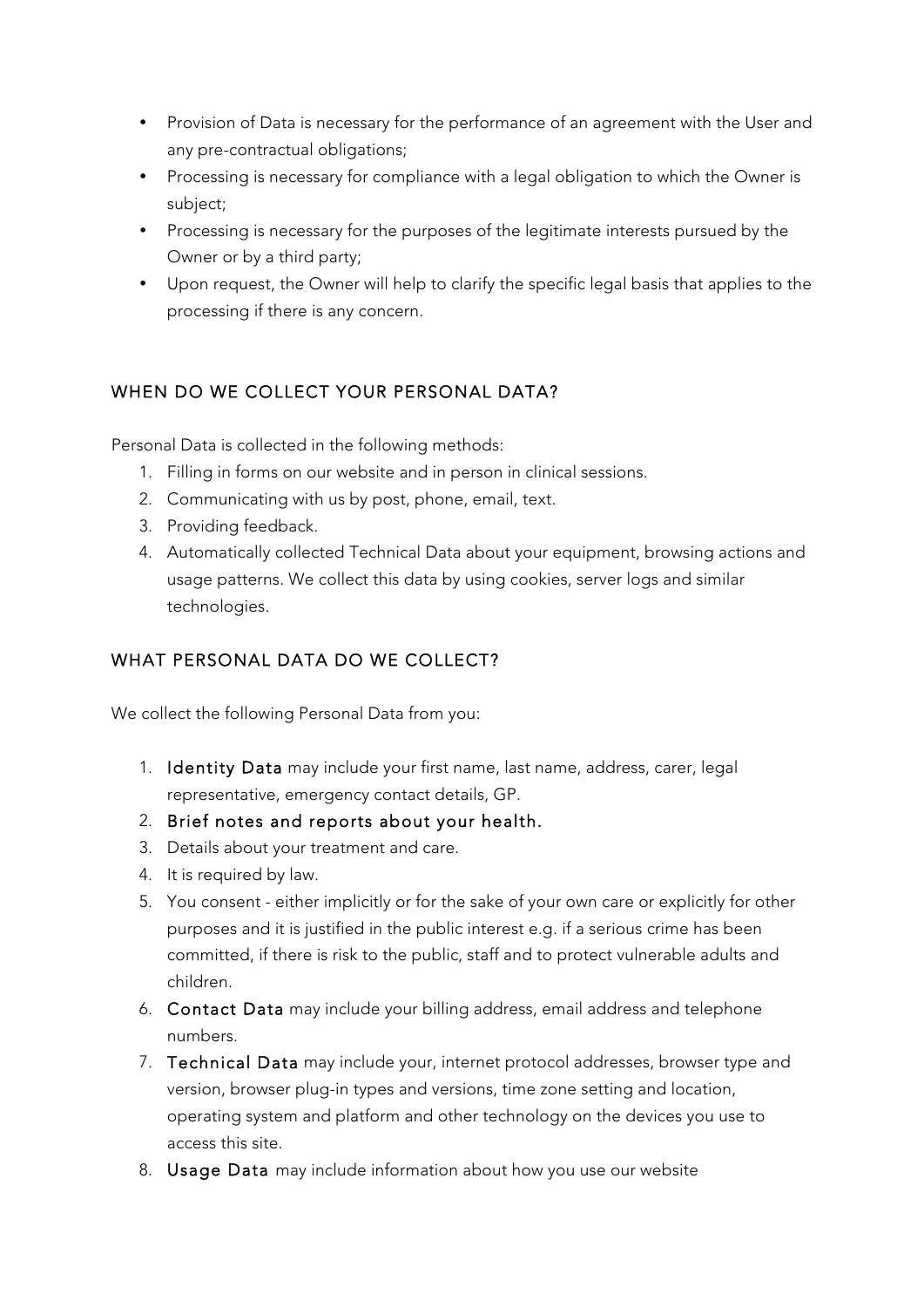- Provision of Data is necessary for the performance of an agreement with the User and any pre-contractual obligations;
- Processing is necessary for compliance with a legal obligation to which the Owner is subject;
- Processing is necessary for the purposes of the legitimate interests pursued by the Owner or by a third party;
- Upon request, the Owner will help to clarify the specific legal basis that applies to the processing if there is any concern.

## WHEN DO WE COLLECT YOUR PERSONAL DATA?

Personal Data is collected in the following methods:

1. Filling in forms on our website and in person in clinical sessions.
2. Communicating with us by post, phone, email, text.
3. Providing feedback.
4. Automatically collected Technical Data about your equipment, browsing actions and usage patterns. We collect this data by using cookies, server logs and similar technologies.

## WHAT PERSONAL DATA DO WE COLLECT?

We collect the following Personal Data from you:

1. **Identity Data** may include your first name, last name, address, carer, legal representative, emergency contact details, GP.
2. **Brief notes and reports about your health.**
3. Details about your treatment and care.
4. It is required by law.
5. You consent - either implicitly or for the sake of your own care or explicitly for other purposes and it is justified in the public interest e.g. if a serious crime has been committed, if there is risk to the public, staff and to protect vulnerable adults and children.
6. **Contact Data** may include your billing address, email address and telephone numbers.
7. **Technical Data** may include your, internet protocol addresses, browser type and version, browser plug-in types and versions, time zone setting and location, operating system and platform and other technology on the devices you use to access this site.
8. **Usage Data** may include information about how you use our website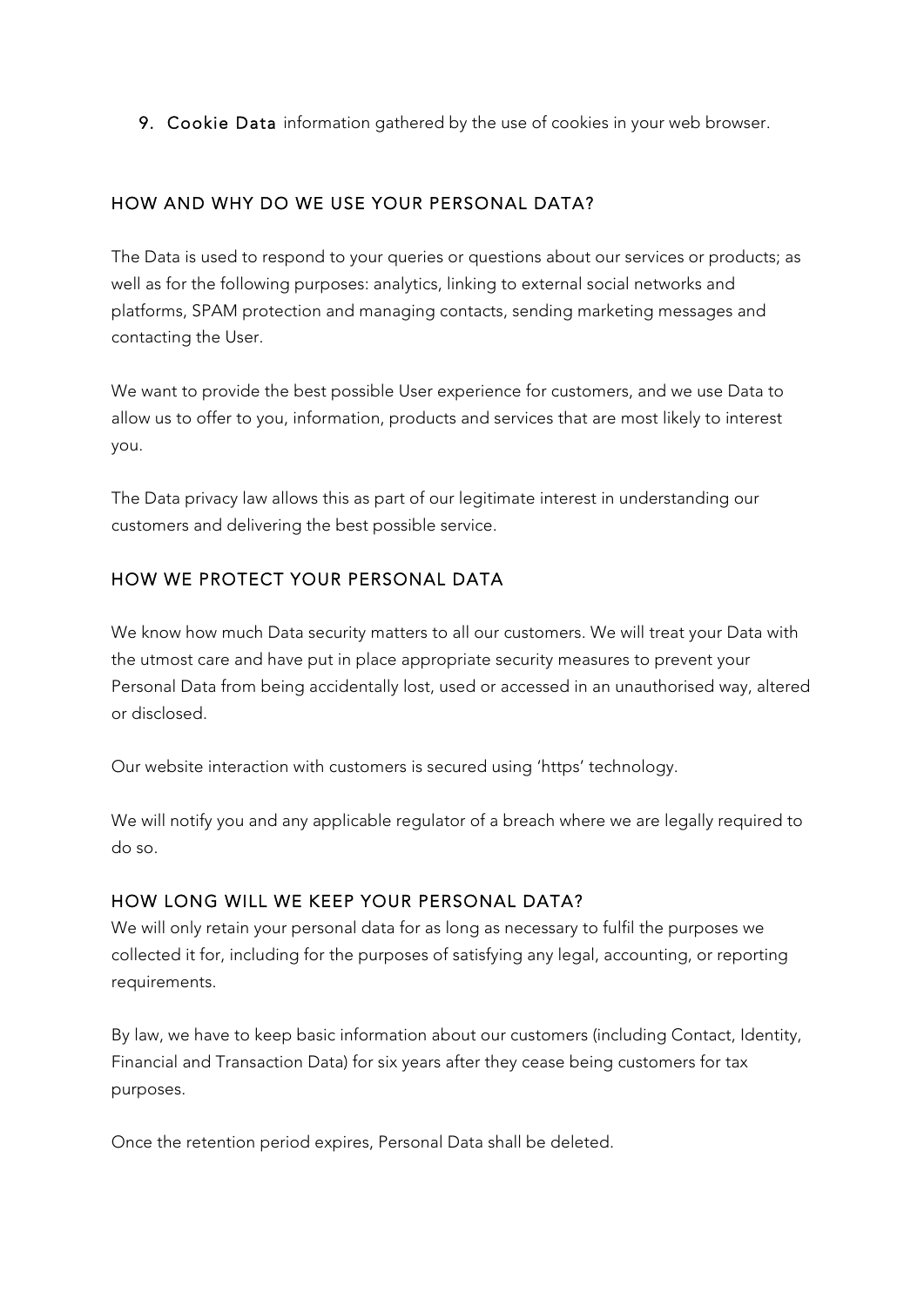9. **Cookie Data** information gathered by the use of cookies in your web browser.

## HOW AND WHY DO WE USE YOUR PERSONAL DATA?

The Data is used to respond to your queries or questions about our services or products; as well as for the following purposes: analytics, linking to external social networks and platforms, SPAM protection and managing contacts, sending marketing messages and contacting the User.

We want to provide the best possible User experience for customers, and we use Data to allow us to offer to you, information, products and services that are most likely to interest you.

The Data privacy law allows this as part of our legitimate interest in understanding our customers and delivering the best possible service.

## HOW WE PROTECT YOUR PERSONAL DATA

We know how much Data security matters to all our customers. We will treat your Data with the utmost care and have put in place appropriate security measures to prevent your Personal Data from being accidentally lost, used or accessed in an unauthorised way, altered or disclosed.

Our website interaction with customers is secured using 'https' technology.

We will notify you and any applicable regulator of a breach where we are legally required to do so.

## HOW LONG WILL WE KEEP YOUR PERSONAL DATA?

We will only retain your personal data for as long as necessary to fulfil the purposes we collected it for, including for the purposes of satisfying any legal, accounting, or reporting requirements.

By law, we have to keep basic information about our customers (including Contact, Identity, Financial and Transaction Data) for six years after they cease being customers for tax purposes.

Once the retention period expires, Personal Data shall be deleted.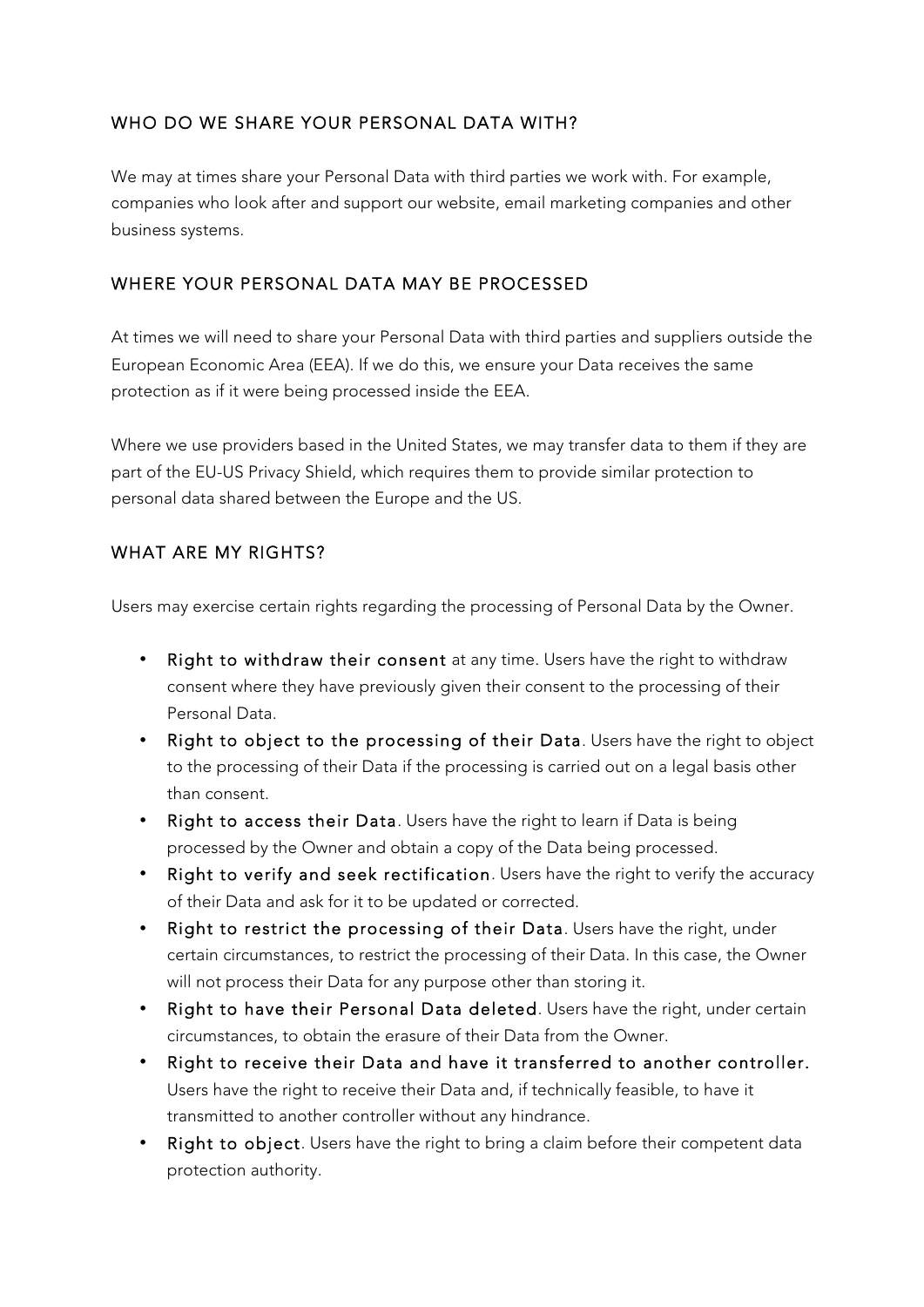## WHO DO WE SHARE YOUR PERSONAL DATA WITH?

We may at times share your Personal Data with third parties we work with. For example, companies who look after and support our website, email marketing companies and other business systems.

## WHERE YOUR PERSONAL DATA MAY BE PROCESSED

At times we will need to share your Personal Data with third parties and suppliers outside the European Economic Area (EEA). If we do this, we ensure your Data receives the same protection as if it were being processed inside the EEA.

Where we use providers based in the United States, we may transfer data to them if they are part of the EU-US Privacy Shield, which requires them to provide similar protection to personal data shared between the Europe and the US.

## WHAT ARE MY RIGHTS?

Users may exercise certain rights regarding the processing of Personal Data by the Owner.

- **Right to withdraw their consent** at any time. Users have the right to withdraw consent where they have previously given their consent to the processing of their Personal Data.
- **Right to object to the processing of their Data**. Users have the right to object to the processing of their Data if the processing is carried out on a legal basis other than consent.
- **Right to access their Data**. Users have the right to learn if Data is being processed by the Owner and obtain a copy of the Data being processed.
- **Right to verify and seek rectification**. Users have the right to verify the accuracy of their Data and ask for it to be updated or corrected.
- **Right to restrict the processing of their Data**. Users have the right, under certain circumstances, to restrict the processing of their Data. In this case, the Owner will not process their Data for any purpose other than storing it.
- **Right to have their Personal Data deleted**. Users have the right, under certain circumstances, to obtain the erasure of their Data from the Owner.
- **Right to receive their Data and have it transferred to another controller.** Users have the right to receive their Data and, if technically feasible, to have it transmitted to another controller without any hindrance.
- **Right to object**. Users have the right to bring a claim before their competent data protection authority.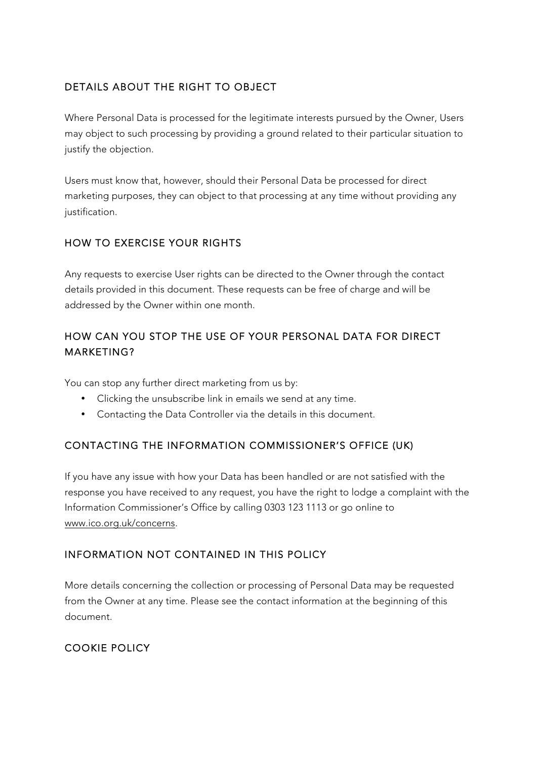## DETAILS ABOUT THE RIGHT TO OBJECT

Where Personal Data is processed for the legitimate interests pursued by the Owner, Users may object to such processing by providing a ground related to their particular situation to justify the objection.

Users must know that, however, should their Personal Data be processed for direct marketing purposes, they can object to that processing at any time without providing any justification.

## HOW TO EXERCISE YOUR RIGHTS

Any requests to exercise User rights can be directed to the Owner through the contact details provided in this document. These requests can be free of charge and will be addressed by the Owner within one month.

## HOW CAN YOU STOP THE USE OF YOUR PERSONAL DATA FOR DIRECT MARKETING?

You can stop any further direct marketing from us by:

- Clicking the unsubscribe link in emails we send at any time.
- Contacting the Data Controller via the details in this document.

## CONTACTING THE INFORMATION COMMISSIONER'S OFFICE (UK)

If you have any issue with how your Data has been handled or are not satisfied with the response you have received to any request, you have the right to lodge a complaint with the Information Commissioner's Office by calling 0303 123 1113 or go online to www.ico.org.uk/concerns.

## INFORMATION NOT CONTAINED IN THIS POLICY

More details concerning the collection or processing of Personal Data may be requested from the Owner at any time. Please see the contact information at the beginning of this document.

## COOKIE POLICY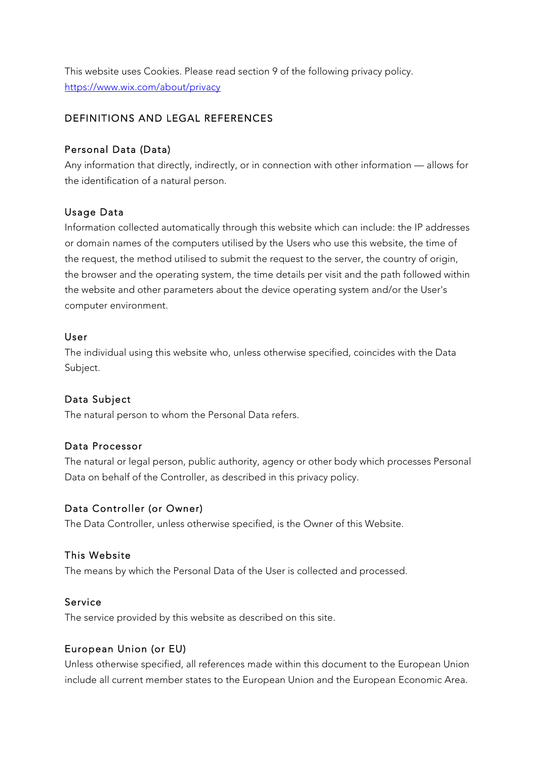This website uses Cookies. Please read section 9 of the following privacy policy.
[https://www.wix.com/about/privacy](https://www.wix.com/about/privacy)

## DEFINITIONS AND LEGAL REFERENCES

### Personal Data (Data)

Any information that directly, indirectly, or in connection with other information — allows for the identification of a natural person.

### Usage Data

Information collected automatically through this website which can include: the IP addresses or domain names of the computers utilised by the Users who use this website, the time of the request, the method utilised to submit the request to the server, the country of origin, the browser and the operating system, the time details per visit and the path followed within the website and other parameters about the device operating system and/or the User's computer environment.

### User

The individual using this website who, unless otherwise specified, coincides with the Data Subject.

### Data Subject

The natural person to whom the Personal Data refers.

### Data Processor

The natural or legal person, public authority, agency or other body which processes Personal Data on behalf of the Controller, as described in this privacy policy.

### Data Controller (or Owner)

The Data Controller, unless otherwise specified, is the Owner of this Website.

### This Website

The means by which the Personal Data of the User is collected and processed.

### Service

The service provided by this website as described on this site.

### European Union (or EU)

Unless otherwise specified, all references made within this document to the European Union include all current member states to the European Union and the European Economic Area.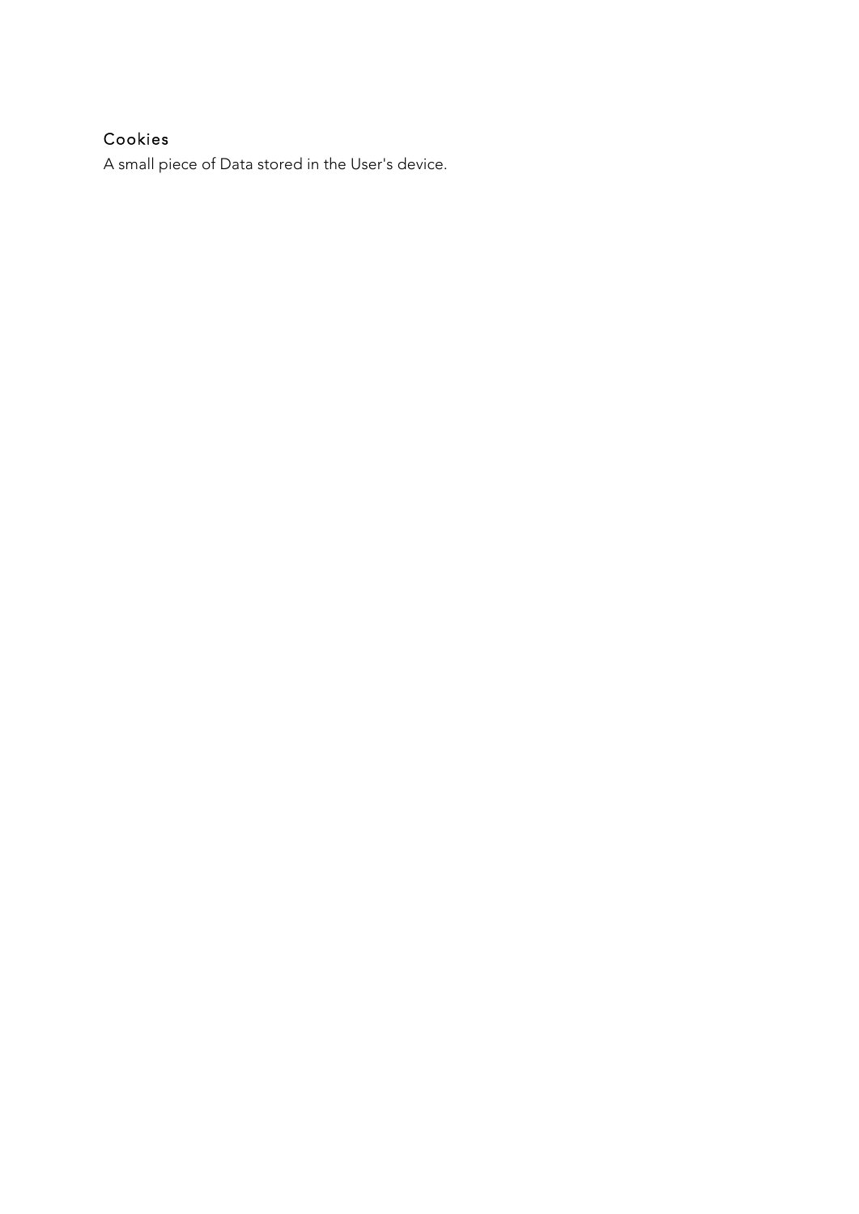### Cookies

A small piece of Data stored in the User's device.